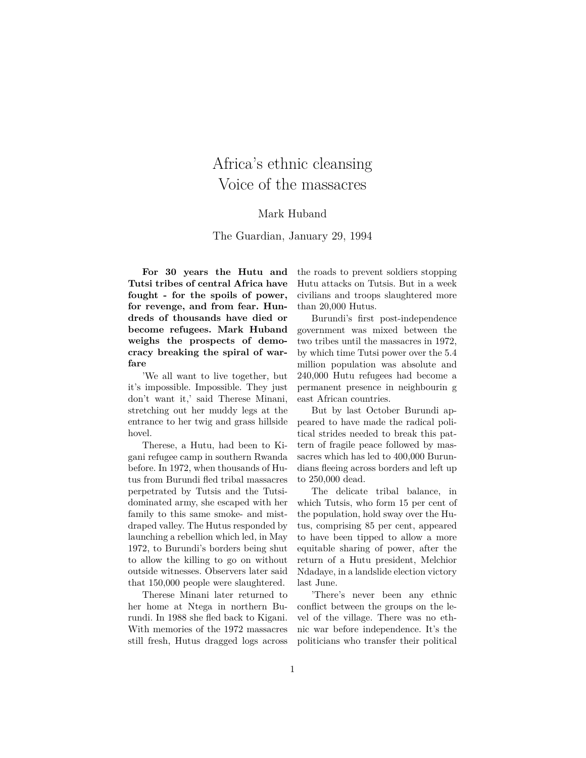# Africa's ethnic cleansing
# Voice of the massacres

Mark Huband

The Guardian, January 29, 1994

**For 30 years the Hutu and Tutsi tribes of central Africa have fought - for the spoils of power, for revenge, and from fear. Hundreds of thousands have died or become refugees. Mark Huband weighs the prospects of democracy breaking the spiral of warfare**

'We all want to live together, but it's impossible. Impossible. They just don't want it,' said Therese Minani, stretching out her muddy legs at the entrance to her twig and grass hillside hovel.

Therese, a Hutu, had been to Kigani refugee camp in southern Rwanda before. In 1972, when thousands of Hutus from Burundi fled tribal massacres perpetrated by Tutsis and the Tutsi-dominated army, she escaped with her family to this same smoke- and mist-draped valley. The Hutus responded by launching a rebellion which led, in May 1972, to Burundi's borders being shut to allow the killing to go on without outside witnesses. Observers later said that 150,000 people were slaughtered.

Therese Minani later returned to her home at Ntega in northern Burundi. In 1988 she fled back to Kigani. With memories of the 1972 massacres still fresh, Hutus dragged logs across the roads to prevent soldiers stopping Hutu attacks on Tutsis. But in a week civilians and troops slaughtered more than 20,000 Hutus.

Burundi's first post-independence government was mixed between the two tribes until the massacres in 1972, by which time Tutsi power over the 5.4 million population was absolute and 240,000 Hutu refugees had become a permanent presence in neighbourin g east African countries.

But by last October Burundi appeared to have made the radical political strides needed to break this pattern of fragile peace followed by massacres which has led to 400,000 Burundians fleeing across borders and left up to 250,000 dead.

The delicate tribal balance, in which Tutsis, who form 15 per cent of the population, hold sway over the Hutus, comprising 85 per cent, appeared to have been tipped to allow a more equitable sharing of power, after the return of a Hutu president, Melchior Ndadaye, in a landslide election victory last June.

'There's never been any ethnic conflict between the groups on the level of the village. There was no ethnic war before independence. It's the politicians who transfer their political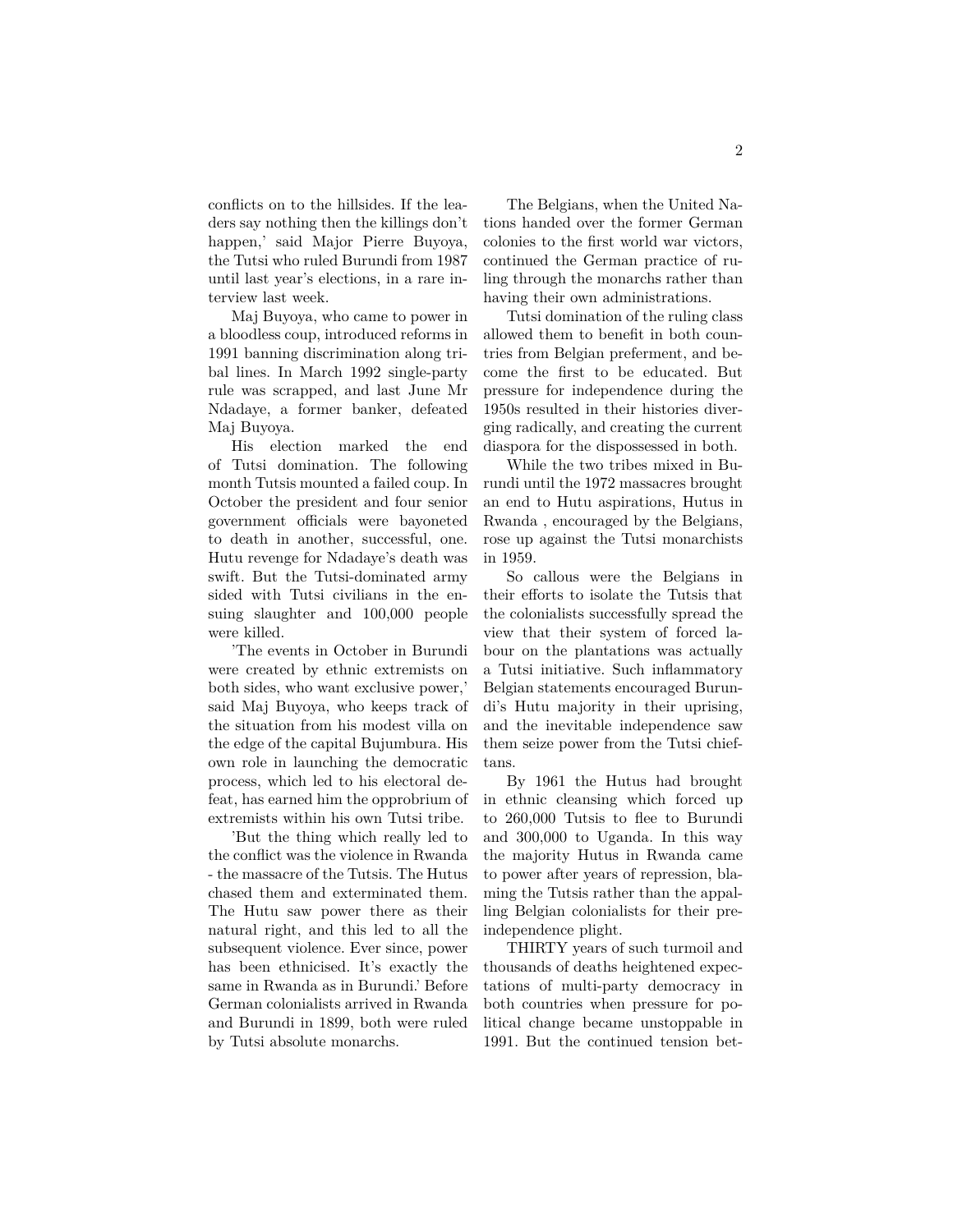conflicts on to the hillsides. If the leaders say nothing then the killings don't happen,' said Major Pierre Buyoya, the Tutsi who ruled Burundi from 1987 until last year's elections, in a rare interview last week.

Maj Buyoya, who came to power in a bloodless coup, introduced reforms in 1991 banning discrimination along tribal lines. In March 1992 single-party rule was scrapped, and last June Mr Ndadaye, a former banker, defeated Maj Buyoya.

His election marked the end of Tutsi domination. The following month Tutsis mounted a failed coup. In October the president and four senior government officials were bayoneted to death in another, successful, one. Hutu revenge for Ndadaye's death was swift. But the Tutsi-dominated army sided with Tutsi civilians in the ensuing slaughter and 100,000 people were killed.

'The events in October in Burundi were created by ethnic extremists on both sides, who want exclusive power,' said Maj Buyoya, who keeps track of the situation from his modest villa on the edge of the capital Bujumbura. His own role in launching the democratic process, which led to his electoral defeat, has earned him the opprobrium of extremists within his own Tutsi tribe.

'But the thing which really led to the conflict was the violence in Rwanda - the massacre of the Tutsis. The Hutus chased them and exterminated them. The Hutu saw power there as their natural right, and this led to all the subsequent violence. Ever since, power has been ethnicised. It's exactly the same in Rwanda as in Burundi.' Before German colonialists arrived in Rwanda and Burundi in 1899, both were ruled by Tutsi absolute monarchs.

The Belgians, when the United Nations handed over the former German colonies to the first world war victors, continued the German practice of ruling through the monarchs rather than having their own administrations.

Tutsi domination of the ruling class allowed them to benefit in both countries from Belgian preferment, and become the first to be educated. But pressure for independence during the 1950s resulted in their histories diverging radically, and creating the current diaspora for the dispossessed in both.

While the two tribes mixed in Burundi until the 1972 massacres brought an end to Hutu aspirations, Hutus in Rwanda , encouraged by the Belgians, rose up against the Tutsi monarchists in 1959.

So callous were the Belgians in their efforts to isolate the Tutsis that the colonialists successfully spread the view that their system of forced labour on the plantations was actually a Tutsi initiative. Such inflammatory Belgian statements encouraged Burundi's Hutu majority in their uprising, and the inevitable independence saw them seize power from the Tutsi chieftans.

By 1961 the Hutus had brought in ethnic cleansing which forced up to 260,000 Tutsis to flee to Burundi and 300,000 to Uganda. In this way the majority Hutus in Rwanda came to power after years of repression, blaming the Tutsis rather than the appalling Belgian colonialists for their pre-independence plight.

THIRTY years of such turmoil and thousands of deaths heightened expectations of multi-party democracy in both countries when pressure for political change became unstoppable in 1991. But the continued tension bet-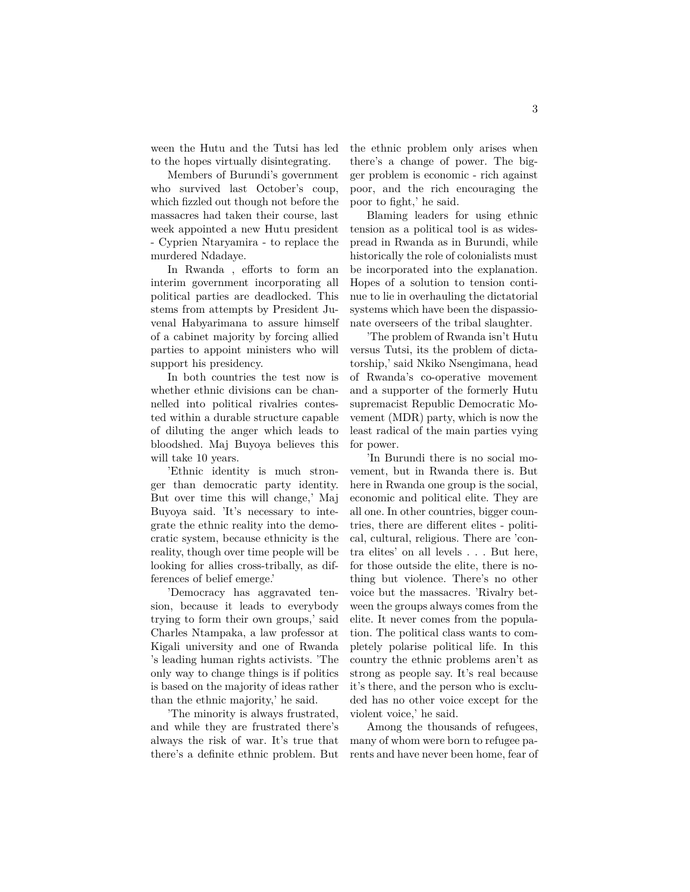ween the Hutu and the Tutsi has led to the hopes virtually disintegrating.

Members of Burundi's government who survived last October's coup, which fizzled out though not before the massacres had taken their course, last week appointed a new Hutu president - Cyprien Ntaryamira - to replace the murdered Ndadaye.

In Rwanda , efforts to form an interim government incorporating all political parties are deadlocked. This stems from attempts by President Juvenal Habyarimana to assure himself of a cabinet majority by forcing allied parties to appoint ministers who will support his presidency.

In both countries the test now is whether ethnic divisions can be channelled into political rivalries contested within a durable structure capable of diluting the anger which leads to bloodshed. Maj Buyoya believes this will take 10 years.

'Ethnic identity is much stronger than democratic party identity. But over time this will change,' Maj Buyoya said. 'It's necessary to integrate the ethnic reality into the democratic system, because ethnicity is the reality, though over time people will be looking for allies cross-tribally, as differences of belief emerge.'

'Democracy has aggravated tension, because it leads to everybody trying to form their own groups,' said Charles Ntampaka, a law professor at Kigali university and one of Rwanda 's leading human rights activists. 'The only way to change things is if politics is based on the majority of ideas rather than the ethnic majority,' he said.

'The minority is always frustrated, and while they are frustrated there's always the risk of war. It's true that there's a definite ethnic problem. But the ethnic problem only arises when there's a change of power. The bigger problem is economic - rich against poor, and the rich encouraging the poor to fight,' he said.

Blaming leaders for using ethnic tension as a political tool is as widespread in Rwanda as in Burundi, while historically the role of colonialists must be incorporated into the explanation. Hopes of a solution to tension continue to lie in overhauling the dictatorial systems which have been the dispassionate overseers of the tribal slaughter.

'The problem of Rwanda isn't Hutu versus Tutsi, its the problem of dictatorship,' said Nkiko Nsengimana, head of Rwanda's co-operative movement and a supporter of the formerly Hutu supremacist Republic Democratic Movement (MDR) party, which is now the least radical of the main parties vying for power.

'In Burundi there is no social movement, but in Rwanda there is. But here in Rwanda one group is the social, economic and political elite. They are all one. In other countries, bigger countries, there are different elites - political, cultural, religious. There are 'contra elites' on all levels . . . But here, for those outside the elite, there is nothing but violence. There's no other voice but the massacres. 'Rivalry between the groups always comes from the elite. It never comes from the population. The political class wants to completely polarise political life. In this country the ethnic problems aren't as strong as people say. It's real because it's there, and the person who is excluded has no other voice except for the violent voice,' he said.

Among the thousands of refugees, many of whom were born to refugee parents and have never been home, fear of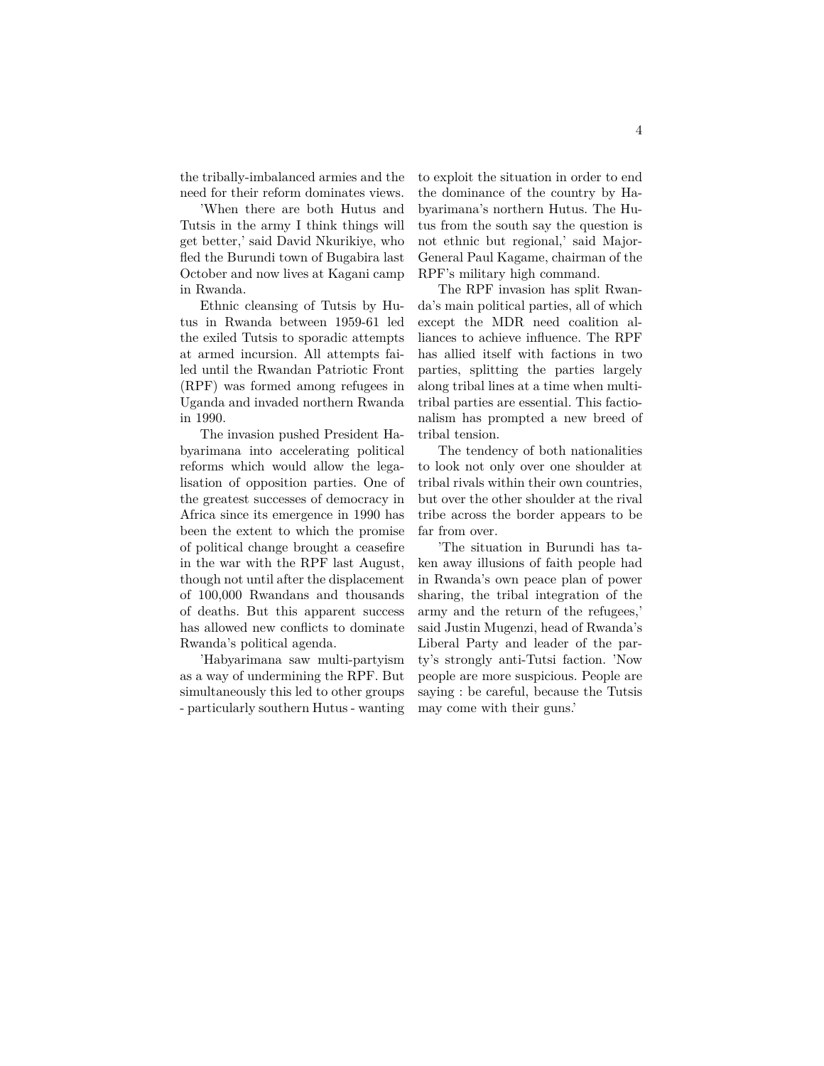the tribally-imbalanced armies and the need for their reform dominates views.

'When there are both Hutus and Tutsis in the army I think things will get better,' said David Nkurikiye, who fled the Burundi town of Bugabira last October and now lives at Kagani camp in Rwanda.

Ethnic cleansing of Tutsis by Hutus in Rwanda between 1959-61 led the exiled Tutsis to sporadic attempts at armed incursion. All attempts failed until the Rwandan Patriotic Front (RPF) was formed among refugees in Uganda and invaded northern Rwanda in 1990.

The invasion pushed President Habyarimana into accelerating political reforms which would allow the legalisation of opposition parties. One of the greatest successes of democracy in Africa since its emergence in 1990 has been the extent to which the promise of political change brought a ceasefire in the war with the RPF last August, though not until after the displacement of 100,000 Rwandans and thousands of deaths. But this apparent success has allowed new conflicts to dominate Rwanda's political agenda.

'Habyarimana saw multi-partyism as a way of undermining the RPF. But simultaneously this led to other groups - particularly southern Hutus - wanting to exploit the situation in order to end the dominance of the country by Habyarimana's northern Hutus. The Hutus from the south say the question is not ethnic but regional,' said Major-General Paul Kagame, chairman of the RPF's military high command.

The RPF invasion has split Rwanda's main political parties, all of which except the MDR need coalition alliances to achieve influence. The RPF has allied itself with factions in two parties, splitting the parties largely along tribal lines at a time when multi-tribal parties are essential. This factionalism has prompted a new breed of tribal tension.

The tendency of both nationalities to look not only over one shoulder at tribal rivals within their own countries, but over the other shoulder at the rival tribe across the border appears to be far from over.

'The situation in Burundi has taken away illusions of faith people had in Rwanda's own peace plan of power sharing, the tribal integration of the army and the return of the refugees,' said Justin Mugenzi, head of Rwanda's Liberal Party and leader of the party's strongly anti-Tutsi faction. 'Now people are more suspicious. People are saying : be careful, because the Tutsis may come with their guns.'